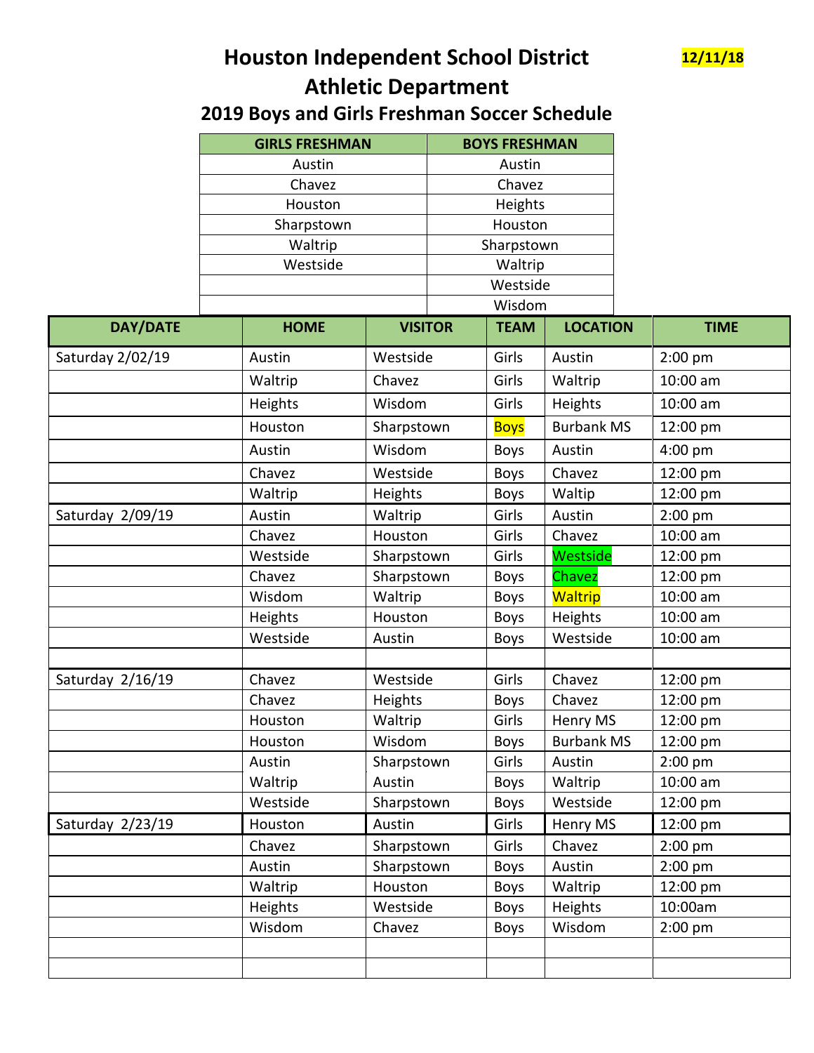# Houston Independent School District

**12/11/18**

## Athletic Department

### 2019 Boys and Girls Freshman Soccer Schedule

| GIRLS FRESHMAN | BOYS FRESHMAN |
|---|---|
| Austin | Austin |
| Chavez | Chavez |
| Houston | Heights |
| Sharpstown | Houston |
| Waltrip | Sharpstown |
| Westside | Waltrip |
| | Westside |
| | Wisdom |

| DAY/DATE | HOME | VISITOR | TEAM | LOCATION | TIME |
|---|---|---|---|---|---|
| Saturday 2/02/19 | Austin | Westside | Girls | Austin | 2:00 pm |
| | Waltrip | Chavez | Girls | Waltrip | 10:00 am |
| | Heights | Wisdom | Girls | Heights | 10:00 am |
| | Houston | Sharpstown | Boys | Burbank MS | 12:00 pm |
| | Austin | Wisdom | Boys | Austin | 4:00 pm |
| | Chavez | Westside | Boys | Chavez | 12:00 pm |
| | Waltrip | Heights | Boys | Waltip | 12:00 pm |
| Saturday 2/09/19 | Austin | Waltrip | Girls | Austin | 2:00 pm |
| | Chavez | Houston | Girls | Chavez | 10:00 am |
| | Westside | Sharpstown | Girls | Westside | 12:00 pm |
| | Chavez | Sharpstown | Boys | Chavez | 12:00 pm |
| | Wisdom | Waltrip | Boys | Waltrip | 10:00 am |
| | Heights | Houston | Boys | Heights | 10:00 am |
| | Westside | Austin | Boys | Westside | 10:00 am |
| | | | | | |
| Saturday 2/16/19 | Chavez | Westside | Girls | Chavez | 12:00 pm |
| | Chavez | Heights | Boys | Chavez | 12:00 pm |
| | Houston | Waltrip | Girls | Henry MS | 12:00 pm |
| | Houston | Wisdom | Boys | Burbank MS | 12:00 pm |
| | Austin | Sharpstown | Girls | Austin | 2:00 pm |
| | Waltrip | Austin | Boys | Waltrip | 10:00 am |
| | Westside | Sharpstown | Boys | Westside | 12:00 pm |
| Saturday 2/23/19 | Houston | Austin | Girls | Henry MS | 12:00 pm |
| | Chavez | Sharpstown | Girls | Chavez | 2:00 pm |
| | Austin | Sharpstown | Boys | Austin | 2:00 pm |
| | Waltrip | Houston | Boys | Waltrip | 12:00 pm |
| | Heights | Westside | Boys | Heights | 10:00am |
| | Wisdom | Chavez | Boys | Wisdom | 2:00 pm |
| | | | | | |
| | | | | | |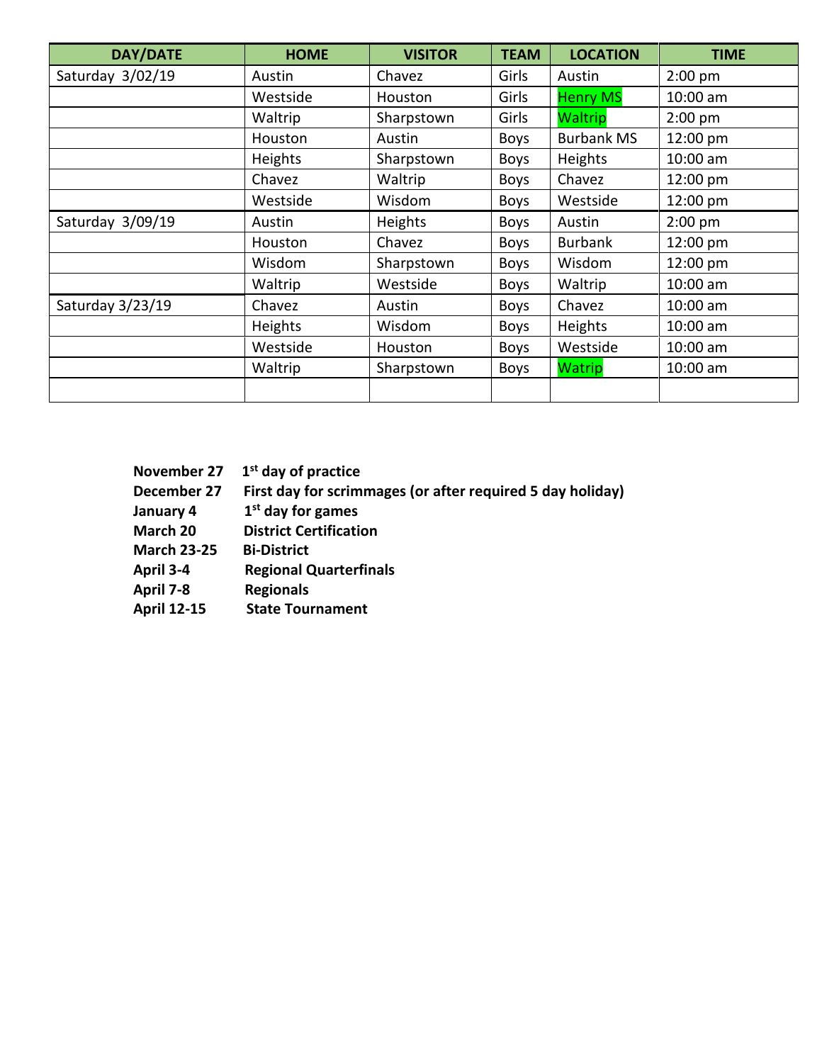| DAY/DATE | HOME | VISITOR | TEAM | LOCATION | TIME |
|---|---|---|---|---|---|
| Saturday 3/02/19 | Austin | Chavez | Girls | Austin | 2:00 pm |
| | Westside | Houston | Girls | Henry MS | 10:00 am |
| | Waltrip | Sharpstown | Girls | Waltrip | 2:00 pm |
| | Houston | Austin | Boys | Burbank MS | 12:00 pm |
| | Heights | Sharpstown | Boys | Heights | 10:00 am |
| | Chavez | Waltrip | Boys | Chavez | 12:00 pm |
| | Westside | Wisdom | Boys | Westside | 12:00 pm |
| Saturday 3/09/19 | Austin | Heights | Boys | Austin | 2:00 pm |
| | Houston | Chavez | Boys | Burbank | 12:00 pm |
| | Wisdom | Sharpstown | Boys | Wisdom | 12:00 pm |
| | Waltrip | Westside | Boys | Waltrip | 10:00 am |
| Saturday 3/23/19 | Chavez | Austin | Boys | Chavez | 10:00 am |
| | Heights | Wisdom | Boys | Heights | 10:00 am |
| | Westside | Houston | Boys | Westside | 10:00 am |
| | Waltrip | Sharpstown | Boys | Watrip | 10:00 am |
| | | | | | |

**November 27** **1st day of practice**
**December 27** **First day for scrimmages (or after required 5 day holiday)**
**January 4** **1st day for games**
**March 20** **District Certification**
**March 23-25** **Bi-District**
**April 3-4** **Regional Quarterfinals**
**April 7-8** **Regionals**
**April 12-15** **State Tournament**